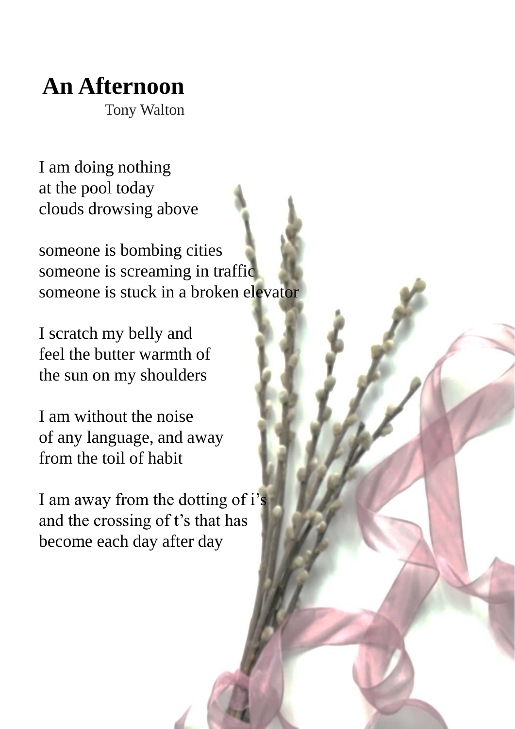# An Afternoon

Tony Walton

I am doing nothing
at the pool today
clouds drowsing above

someone is bombing cities
someone is screaming in traffic
someone is stuck in a broken elevator

I scratch my belly and
feel the butter warmth of
the sun on my shoulders

I am without the noise
of any language, and away
from the toil of habit

I am away from the dotting of i's
and the crossing of t's that has
become each day after day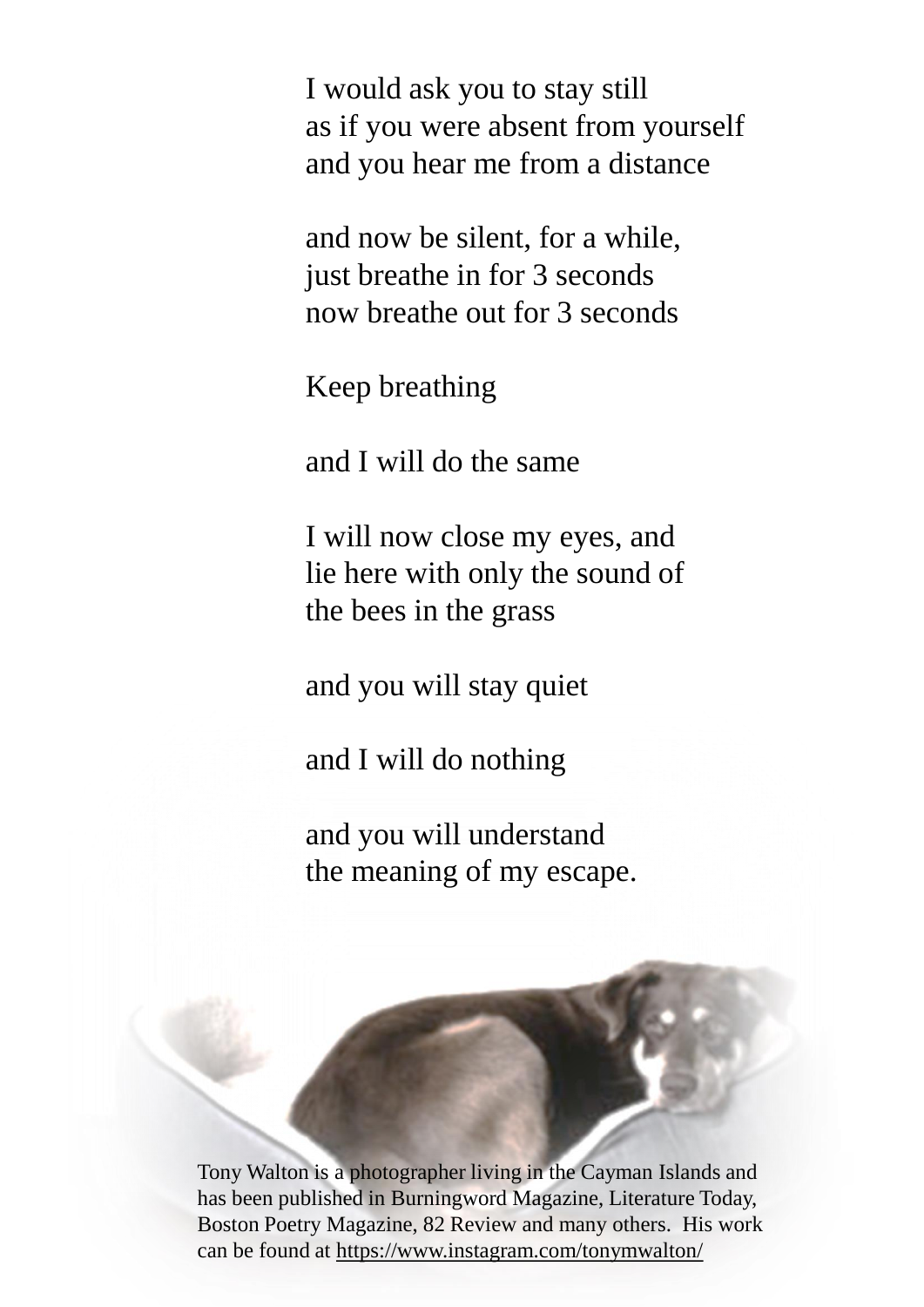I would ask you to stay still
as if you were absent from yourself
and you hear me from a distance

and now be silent, for a while,
just breathe in for 3 seconds
now breathe out for 3 seconds

Keep breathing

and I will do the same

I will now close my eyes, and
lie here with only the sound of
the bees in the grass

and you will stay quiet

and I will do nothing

and you will understand
the meaning of my escape.

Tony Walton is a photographer living in the Cayman Islands and has been published in Burningword Magazine, Literature Today, Boston Poetry Magazine, 82 Review and many others. His work can be found at https://www.instagram.com/tonymwalton/